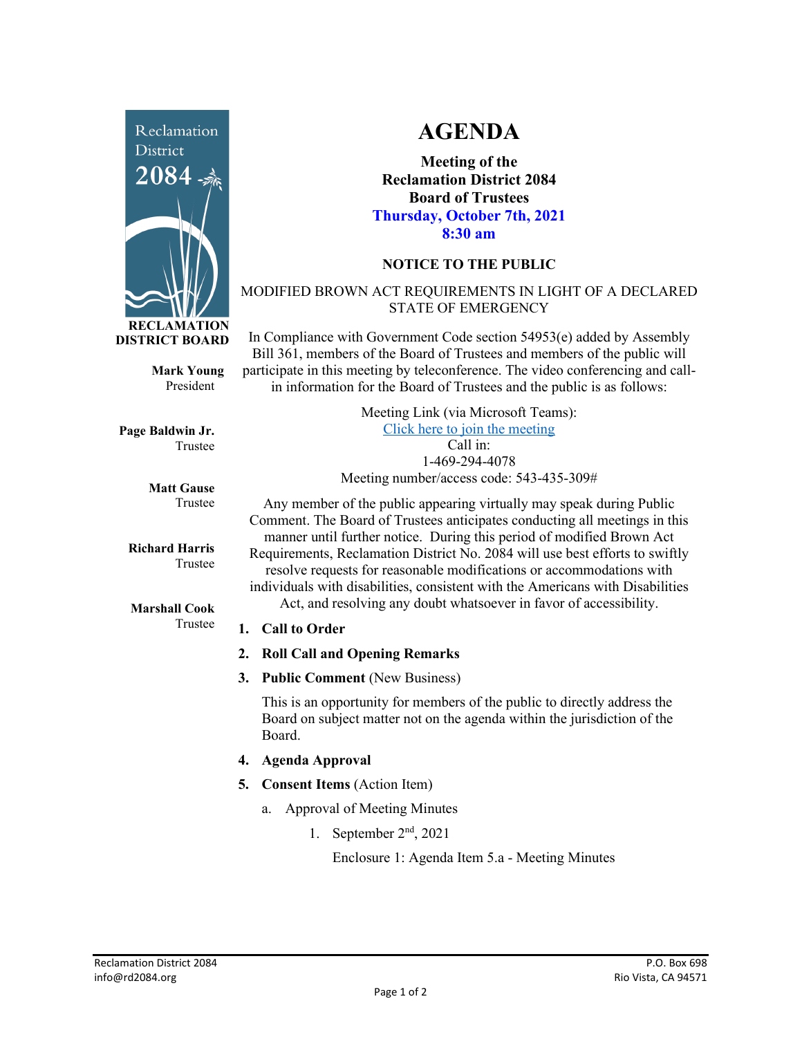Reclamation District 2084

**RECLAMATION DISTRICT BOARD**

**Mark Young**
President

**Page Baldwin Jr.**
Trustee

**Matt Gause**
Trustee

**Richard Harris**
Trustee

**Marshall Cook**
Trustee

# AGENDA

**Meeting of the**
**Reclamation District 2084**
**Board of Trustees**
**Thursday, October 7th, 2021**
**8:30 am**

**NOTICE TO THE PUBLIC**

MODIFIED BROWN ACT REQUIREMENTS IN LIGHT OF A DECLARED STATE OF EMERGENCY

In Compliance with Government Code section 54953(e) added by Assembly Bill 361, members of the Board of Trustees and members of the public will participate in this meeting by teleconference. The video conferencing and call-in information for the Board of Trustees and the public is as follows:

Meeting Link (via Microsoft Teams):
Click here to join the meeting
Call in:
1-469-294-4078
Meeting number/access code: 543-435-309#

Any member of the public appearing virtually may speak during Public Comment. The Board of Trustees anticipates conducting all meetings in this manner until further notice. During this period of modified Brown Act Requirements, Reclamation District No. 2084 will use best efforts to swiftly resolve requests for reasonable modifications or accommodations with individuals with disabilities, consistent with the Americans with Disabilities Act, and resolving any doubt whatsoever in favor of accessibility.

1. **Call to Order**
2. **Roll Call and Opening Remarks**
3. **Public Comment** (New Business)

   This is an opportunity for members of the public to directly address the Board on subject matter not on the agenda within the jurisdiction of the Board.

4. **Agenda Approval**
5. **Consent Items** (Action Item)
   a. Approval of Meeting Minutes
      1. September 2nd, 2021

         Enclosure 1: Agenda Item 5.a - Meeting Minutes

Reclamation District 2084
info@rd2084.org

P.O. Box 698
Rio Vista, CA 94571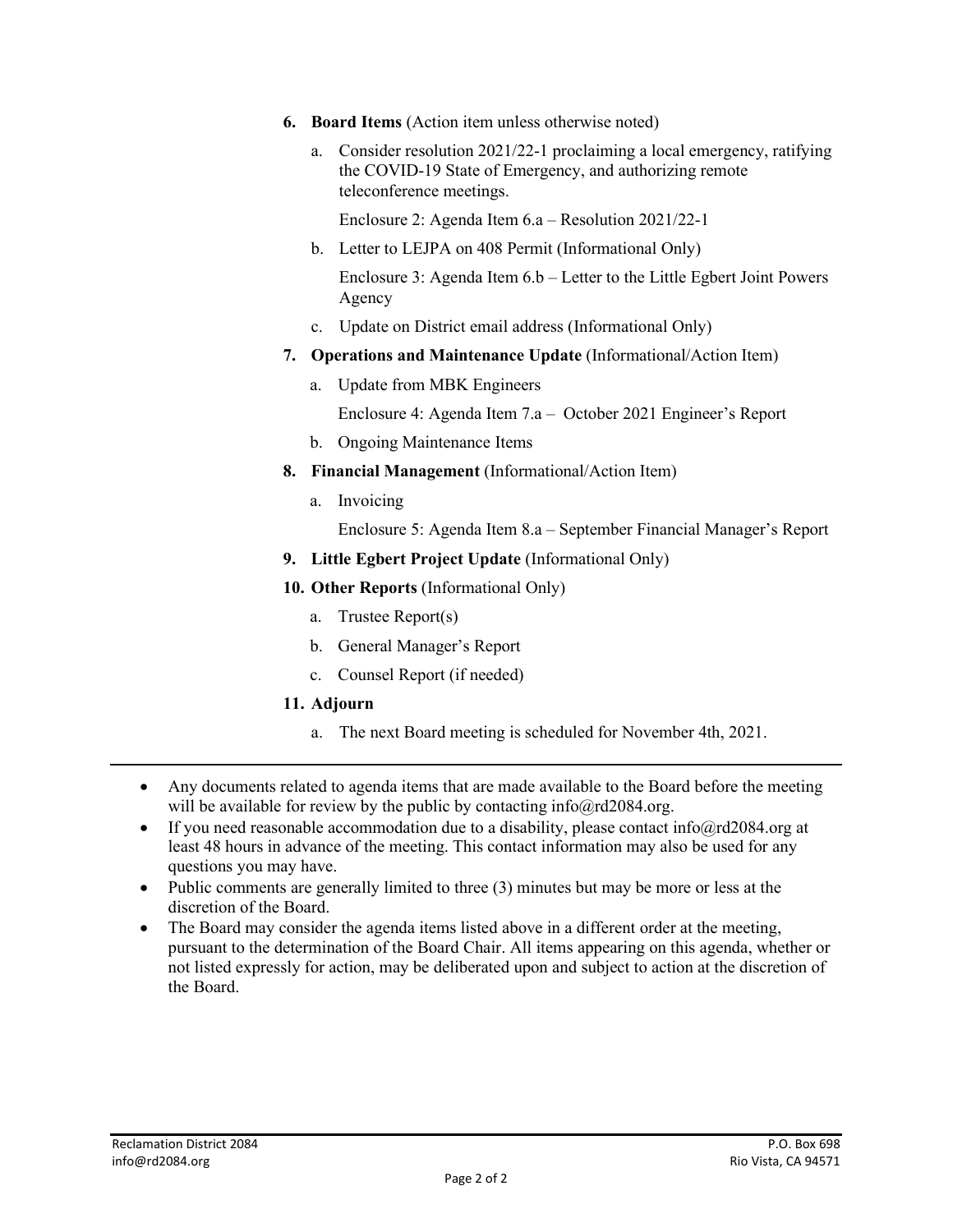6. **Board Items** (Action item unless otherwise noted)
   a. Consider resolution 2021/22-1 proclaiming a local emergency, ratifying the COVID-19 State of Emergency, and authorizing remote teleconference meetings.

      Enclosure 2: Agenda Item 6.a – Resolution 2021/22-1
   b. Letter to LEJPA on 408 Permit (Informational Only)

      Enclosure 3: Agenda Item 6.b – Letter to the Little Egbert Joint Powers Agency
   c. Update on District email address (Informational Only)
7. **Operations and Maintenance Update** (Informational/Action Item)
   a. Update from MBK Engineers

      Enclosure 4: Agenda Item 7.a – October 2021 Engineer's Report
   b. Ongoing Maintenance Items
8. **Financial Management** (Informational/Action Item)
   a. Invoicing

      Enclosure 5: Agenda Item 8.a – September Financial Manager's Report
9. **Little Egbert Project Update** (Informational Only)
10. **Other Reports** (Informational Only)
    a. Trustee Report(s)
    b. General Manager's Report
    c. Counsel Report (if needed)
11. **Adjourn**
    a. The next Board meeting is scheduled for November 4th, 2021.

---

- Any documents related to agenda items that are made available to the Board before the meeting will be available for review by the public by contacting info@rd2084.org.
- If you need reasonable accommodation due to a disability, please contact info@rd2084.org at least 48 hours in advance of the meeting. This contact information may also be used for any questions you may have.
- Public comments are generally limited to three (3) minutes but may be more or less at the discretion of the Board.
- The Board may consider the agenda items listed above in a different order at the meeting, pursuant to the determination of the Board Chair. All items appearing on this agenda, whether or not listed expressly for action, may be deliberated upon and subject to action at the discretion of the Board.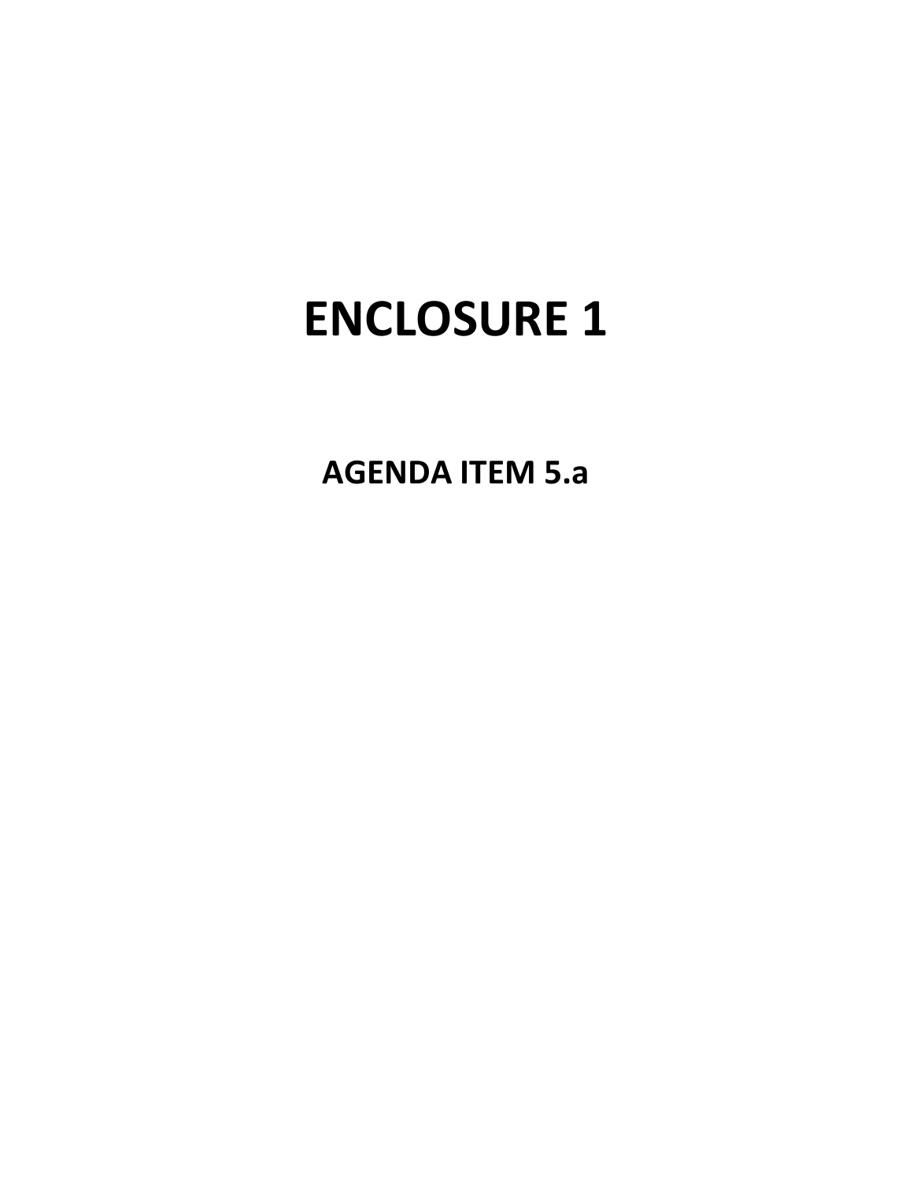# ENCLOSURE 1

## AGENDA ITEM 5.a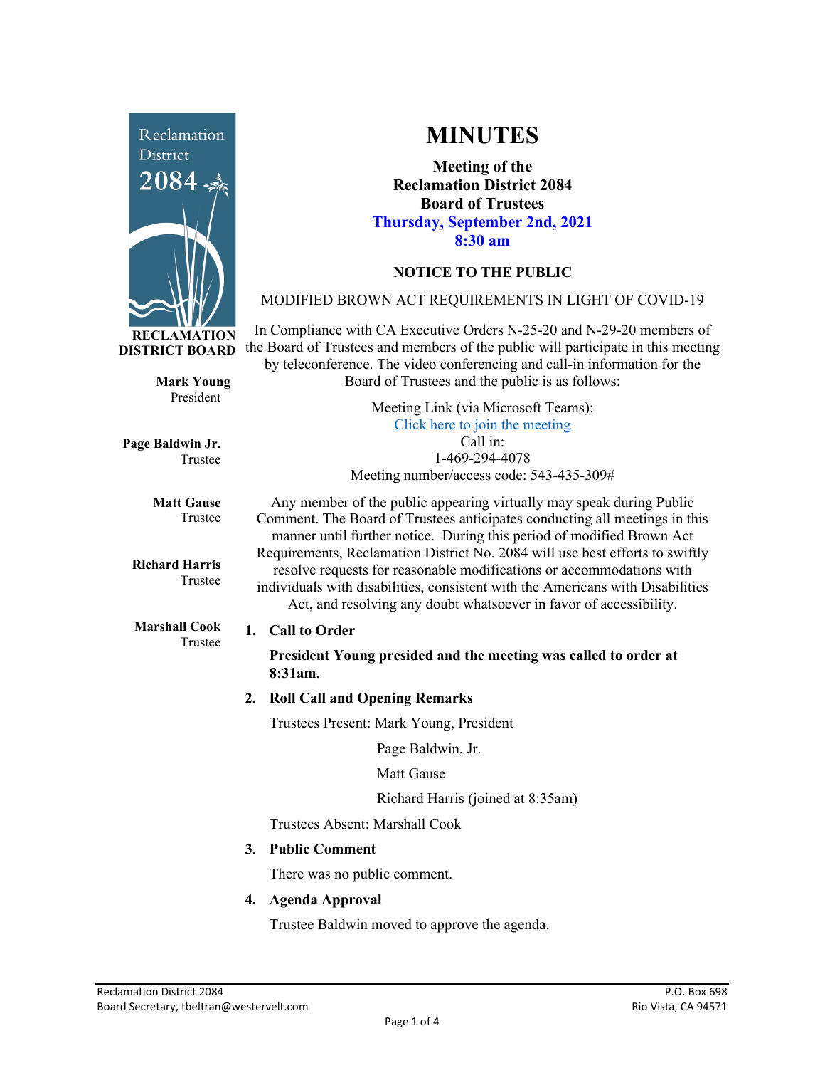Reclamation District 2084

**RECLAMATION DISTRICT BOARD**

**Mark Young**
President

**Page Baldwin Jr.**
Trustee

**Matt Gause**
Trustee

**Richard Harris**
Trustee

**Marshall Cook**
Trustee

# MINUTES

**Meeting of the**
**Reclamation District 2084**
**Board of Trustees**
**Thursday, September 2nd, 2021**
**8:30 am**

**NOTICE TO THE PUBLIC**

MODIFIED BROWN ACT REQUIREMENTS IN LIGHT OF COVID-19

In Compliance with CA Executive Orders N-25-20 and N-29-20 members of the Board of Trustees and members of the public will participate in this meeting by teleconference. The video conferencing and call-in information for the Board of Trustees and the public is as follows:

Meeting Link (via Microsoft Teams):
Click here to join the meeting
Call in:
1-469-294-4078
Meeting number/access code: 543-435-309#

Any member of the public appearing virtually may speak during Public Comment. The Board of Trustees anticipates conducting all meetings in this manner until further notice. During this period of modified Brown Act Requirements, Reclamation District No. 2084 will use best efforts to swiftly resolve requests for reasonable modifications or accommodations with individuals with disabilities, consistent with the Americans with Disabilities Act, and resolving any doubt whatsoever in favor of accessibility.

1. **Call to Order**

   **President Young presided and the meeting was called to order at 8:31am.**

2. **Roll Call and Opening Remarks**

   Trustees Present: Mark Young, President

   Page Baldwin, Jr.

   Matt Gause

   Richard Harris (joined at 8:35am)

   Trustees Absent: Marshall Cook

3. **Public Comment**

   There was no public comment.

4. **Agenda Approval**

   Trustee Baldwin moved to approve the agenda.

Reclamation District 2084
Board Secretary, tbeltran@westervelt.com

P.O. Box 698
Rio Vista, CA 94571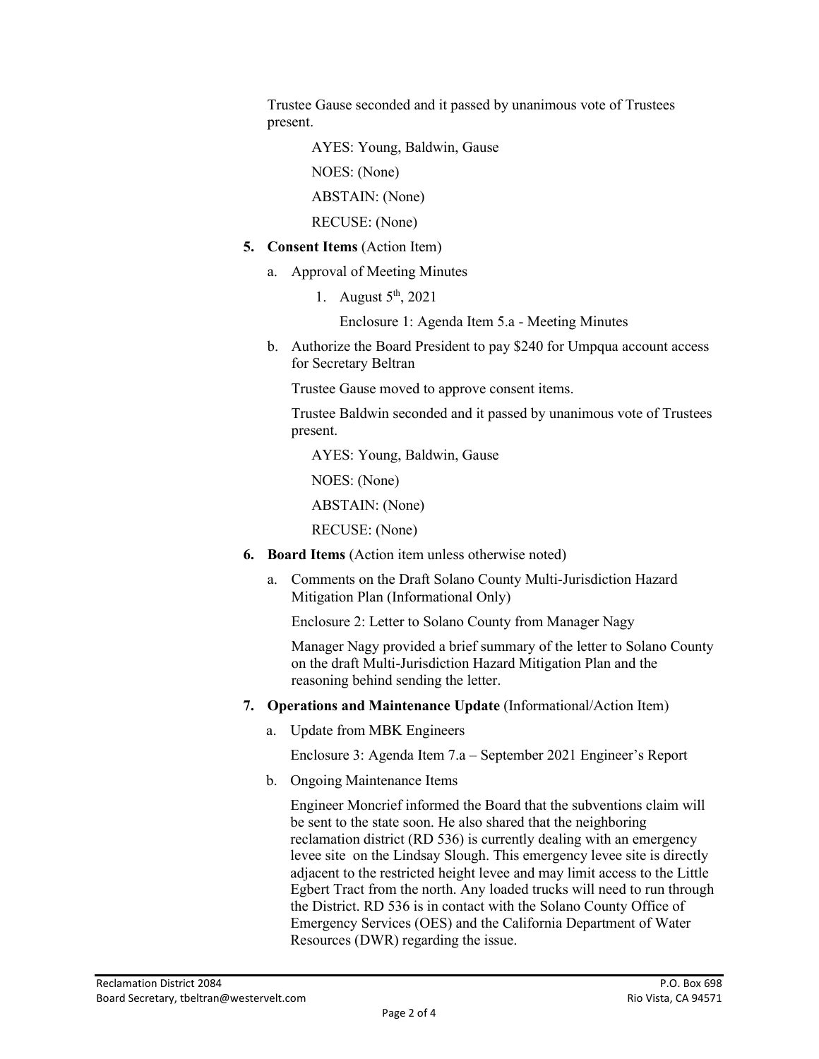Trustee Gause seconded and it passed by unanimous vote of Trustees present.

AYES: Young, Baldwin, Gause

NOES: (None)

ABSTAIN: (None)

RECUSE: (None)

5. **Consent Items** (Action Item)

   a. Approval of Meeting Minutes

      1. August 5th, 2021

         Enclosure 1: Agenda Item 5.a - Meeting Minutes

   b. Authorize the Board President to pay $240 for Umpqua account access for Secretary Beltran

      Trustee Gause moved to approve consent items.

      Trustee Baldwin seconded and it passed by unanimous vote of Trustees present.

      AYES: Young, Baldwin, Gause

      NOES: (None)

      ABSTAIN: (None)

      RECUSE: (None)

6. **Board Items** (Action item unless otherwise noted)

   a. Comments on the Draft Solano County Multi-Jurisdiction Hazard Mitigation Plan (Informational Only)

      Enclosure 2: Letter to Solano County from Manager Nagy

      Manager Nagy provided a brief summary of the letter to Solano County on the draft Multi-Jurisdiction Hazard Mitigation Plan and the reasoning behind sending the letter.

7. **Operations and Maintenance Update** (Informational/Action Item)

   a. Update from MBK Engineers

      Enclosure 3: Agenda Item 7.a – September 2021 Engineer's Report

   b. Ongoing Maintenance Items

      Engineer Moncrief informed the Board that the subventions claim will be sent to the state soon. He also shared that the neighboring reclamation district (RD 536) is currently dealing with an emergency levee site on the Lindsay Slough. This emergency levee site is directly adjacent to the restricted height levee and may limit access to the Little Egbert Tract from the north. Any loaded trucks will need to run through the District. RD 536 is in contact with the Solano County Office of Emergency Services (OES) and the California Department of Water Resources (DWR) regarding the issue.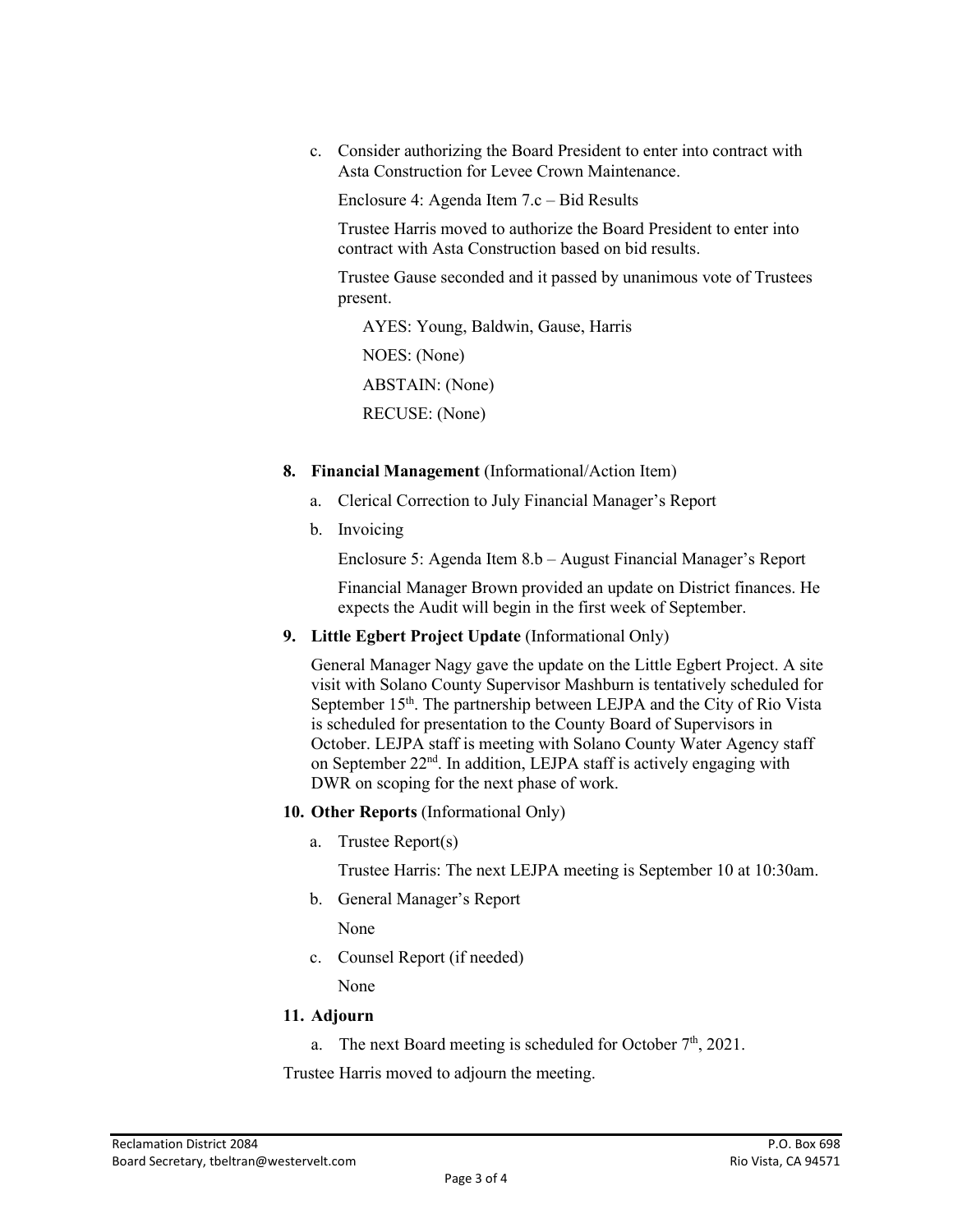c. Consider authorizing the Board President to enter into contract with Asta Construction for Levee Crown Maintenance.

   Enclosure 4: Agenda Item 7.c – Bid Results

   Trustee Harris moved to authorize the Board President to enter into contract with Asta Construction based on bid results.

   Trustee Gause seconded and it passed by unanimous vote of Trustees present.

   AYES: Young, Baldwin, Gause, Harris

   NOES: (None)

   ABSTAIN: (None)

   RECUSE: (None)

**8. Financial Management** (Informational/Action Item)

a. Clerical Correction to July Financial Manager's Report

b. Invoicing

   Enclosure 5: Agenda Item 8.b – August Financial Manager's Report

   Financial Manager Brown provided an update on District finances. He expects the Audit will begin in the first week of September.

**9. Little Egbert Project Update** (Informational Only)

General Manager Nagy gave the update on the Little Egbert Project. A site visit with Solano County Supervisor Mashburn is tentatively scheduled for September 15th. The partnership between LEJPA and the City of Rio Vista is scheduled for presentation to the County Board of Supervisors in October. LEJPA staff is meeting with Solano County Water Agency staff on September 22nd. In addition, LEJPA staff is actively engaging with DWR on scoping for the next phase of work.

**10. Other Reports** (Informational Only)

a. Trustee Report(s)

   Trustee Harris: The next LEJPA meeting is September 10 at 10:30am.

b. General Manager's Report

   None

c. Counsel Report (if needed)

   None

**11. Adjourn**

a. The next Board meeting is scheduled for October 7th, 2021.

Trustee Harris moved to adjourn the meeting.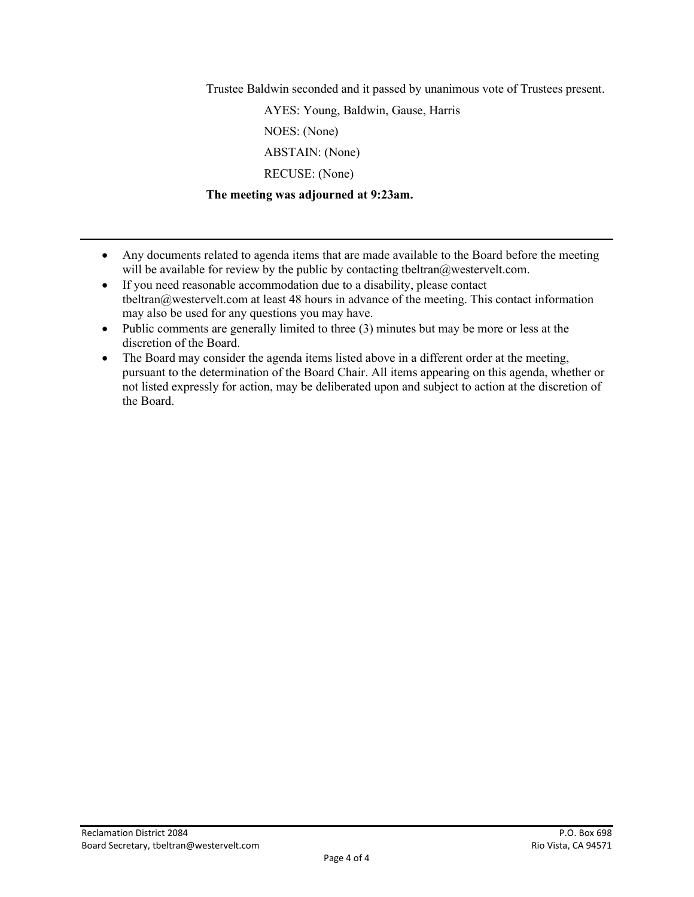Trustee Baldwin seconded and it passed by unanimous vote of Trustees present.

AYES: Young, Baldwin, Gause, Harris

NOES: (None)

ABSTAIN: (None)

RECUSE: (None)

**The meeting was adjourned at 9:23am.**

---

- Any documents related to agenda items that are made available to the Board before the meeting will be available for review by the public by contacting tbeltran@westervelt.com.
- If you need reasonable accommodation due to a disability, please contact tbeltran@westervelt.com at least 48 hours in advance of the meeting. This contact information may also be used for any questions you may have.
- Public comments are generally limited to three (3) minutes but may be more or less at the discretion of the Board.
- The Board may consider the agenda items listed above in a different order at the meeting, pursuant to the determination of the Board Chair. All items appearing on this agenda, whether or not listed expressly for action, may be deliberated upon and subject to action at the discretion of the Board.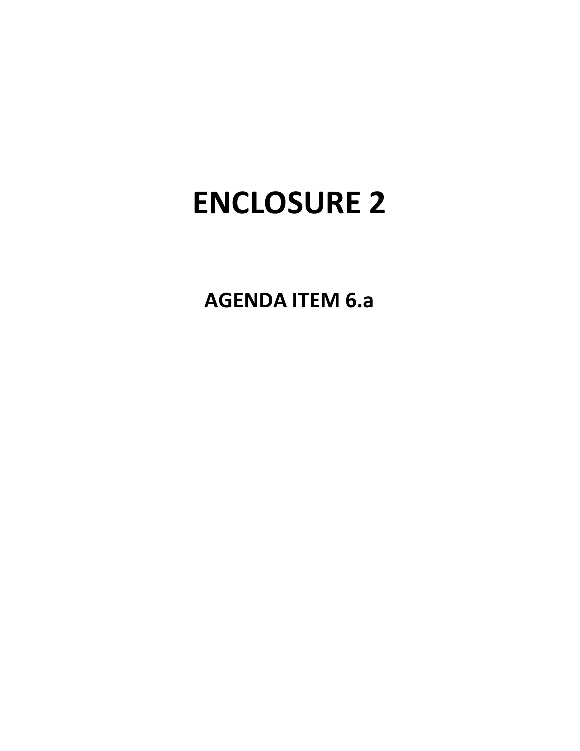# ENCLOSURE 2

## AGENDA ITEM 6.a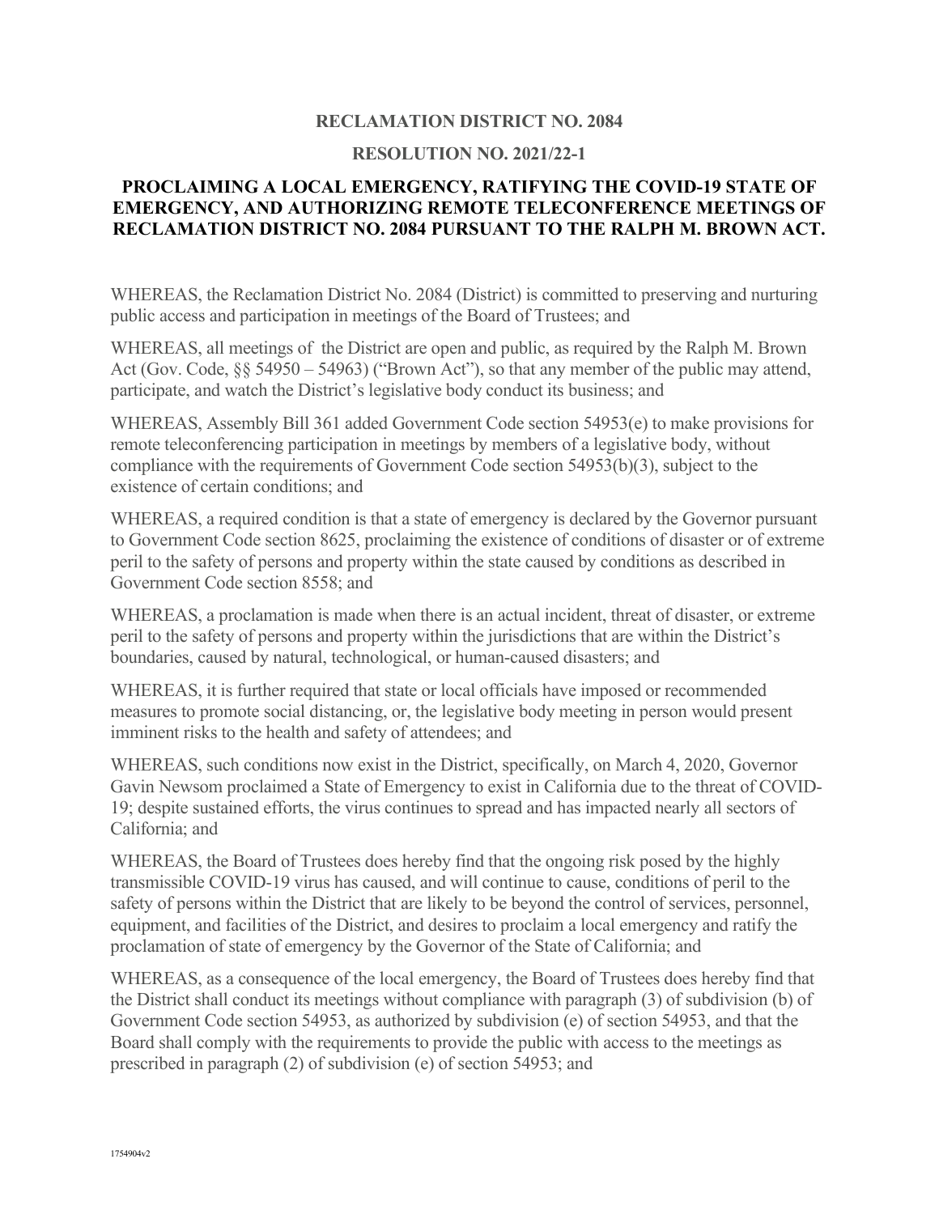**RECLAMATION DISTRICT NO. 2084**

**RESOLUTION NO. 2021/22-1**

**PROCLAIMING A LOCAL EMERGENCY, RATIFYING THE COVID-19 STATE OF EMERGENCY, AND AUTHORIZING REMOTE TELECONFERENCE MEETINGS OF RECLAMATION DISTRICT NO. 2084 PURSUANT TO THE RALPH M. BROWN ACT.**

WHEREAS, the Reclamation District No. 2084 (District) is committed to preserving and nurturing public access and participation in meetings of the Board of Trustees; and

WHEREAS, all meetings of the District are open and public, as required by the Ralph M. Brown Act (Gov. Code, §§ 54950 – 54963) ("Brown Act"), so that any member of the public may attend, participate, and watch the District's legislative body conduct its business; and

WHEREAS, Assembly Bill 361 added Government Code section 54953(e) to make provisions for remote teleconferencing participation in meetings by members of a legislative body, without compliance with the requirements of Government Code section 54953(b)(3), subject to the existence of certain conditions; and

WHEREAS, a required condition is that a state of emergency is declared by the Governor pursuant to Government Code section 8625, proclaiming the existence of conditions of disaster or of extreme peril to the safety of persons and property within the state caused by conditions as described in Government Code section 8558; and

WHEREAS, a proclamation is made when there is an actual incident, threat of disaster, or extreme peril to the safety of persons and property within the jurisdictions that are within the District's boundaries, caused by natural, technological, or human-caused disasters; and

WHEREAS, it is further required that state or local officials have imposed or recommended measures to promote social distancing, or, the legislative body meeting in person would present imminent risks to the health and safety of attendees; and

WHEREAS, such conditions now exist in the District, specifically, on March 4, 2020, Governor Gavin Newsom proclaimed a State of Emergency to exist in California due to the threat of COVID-19; despite sustained efforts, the virus continues to spread and has impacted nearly all sectors of California; and

WHEREAS, the Board of Trustees does hereby find that the ongoing risk posed by the highly transmissible COVID-19 virus has caused, and will continue to cause, conditions of peril to the safety of persons within the District that are likely to be beyond the control of services, personnel, equipment, and facilities of the District, and desires to proclaim a local emergency and ratify the proclamation of state of emergency by the Governor of the State of California; and

WHEREAS, as a consequence of the local emergency, the Board of Trustees does hereby find that the District shall conduct its meetings without compliance with paragraph (3) of subdivision (b) of Government Code section 54953, as authorized by subdivision (e) of section 54953, and that the Board shall comply with the requirements to provide the public with access to the meetings as prescribed in paragraph (2) of subdivision (e) of section 54953; and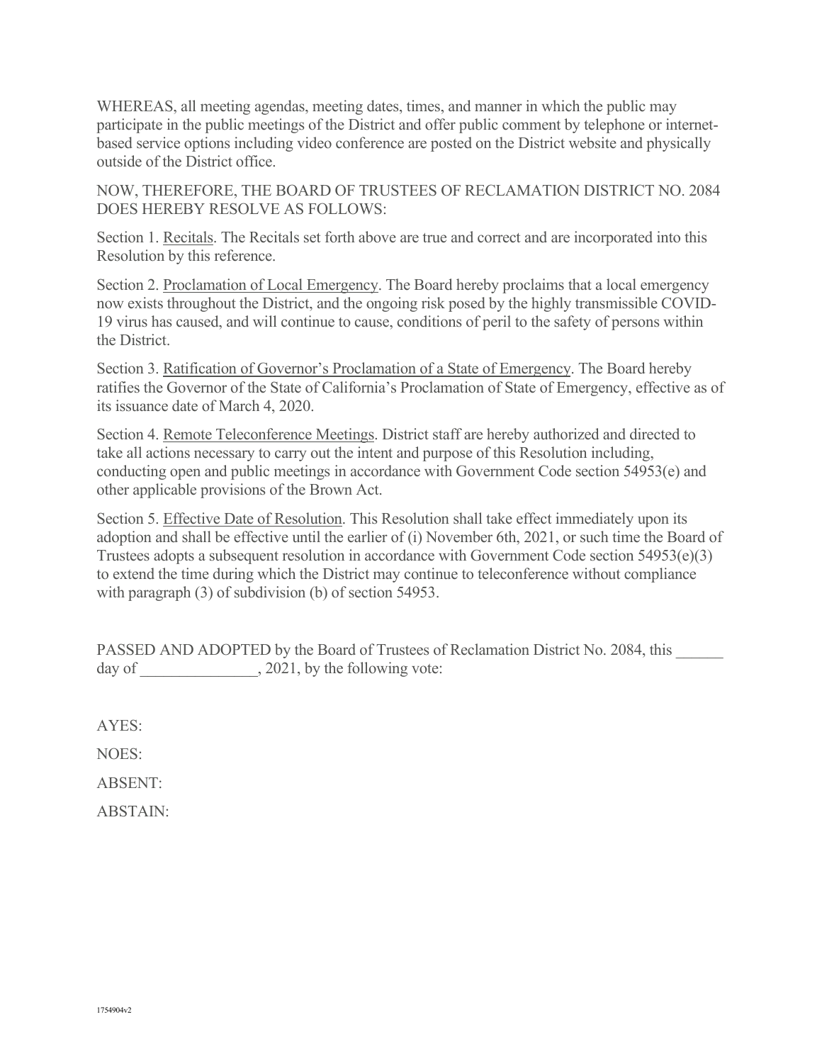WHEREAS, all meeting agendas, meeting dates, times, and manner in which the public may participate in the public meetings of the District and offer public comment by telephone or internet-based service options including video conference are posted on the District website and physically outside of the District office.

NOW, THEREFORE, THE BOARD OF TRUSTEES OF RECLAMATION DISTRICT NO. 2084 DOES HEREBY RESOLVE AS FOLLOWS:

Section 1. Recitals. The Recitals set forth above are true and correct and are incorporated into this Resolution by this reference.

Section 2. Proclamation of Local Emergency. The Board hereby proclaims that a local emergency now exists throughout the District, and the ongoing risk posed by the highly transmissible COVID-19 virus has caused, and will continue to cause, conditions of peril to the safety of persons within the District.

Section 3. Ratification of Governor's Proclamation of a State of Emergency. The Board hereby ratifies the Governor of the State of California's Proclamation of State of Emergency, effective as of its issuance date of March 4, 2020.

Section 4. Remote Teleconference Meetings. District staff are hereby authorized and directed to take all actions necessary to carry out the intent and purpose of this Resolution including, conducting open and public meetings in accordance with Government Code section 54953(e) and other applicable provisions of the Brown Act.

Section 5. Effective Date of Resolution. This Resolution shall take effect immediately upon its adoption and shall be effective until the earlier of (i) November 6th, 2021, or such time the Board of Trustees adopts a subsequent resolution in accordance with Government Code section 54953(e)(3) to extend the time during which the District may continue to teleconference without compliance with paragraph (3) of subdivision (b) of section 54953.

PASSED AND ADOPTED by the Board of Trustees of Reclamation District No. 2084, this ______ day of _______________, 2021, by the following vote:

AYES:

NOES:

ABSENT:

ABSTAIN:

1754904v2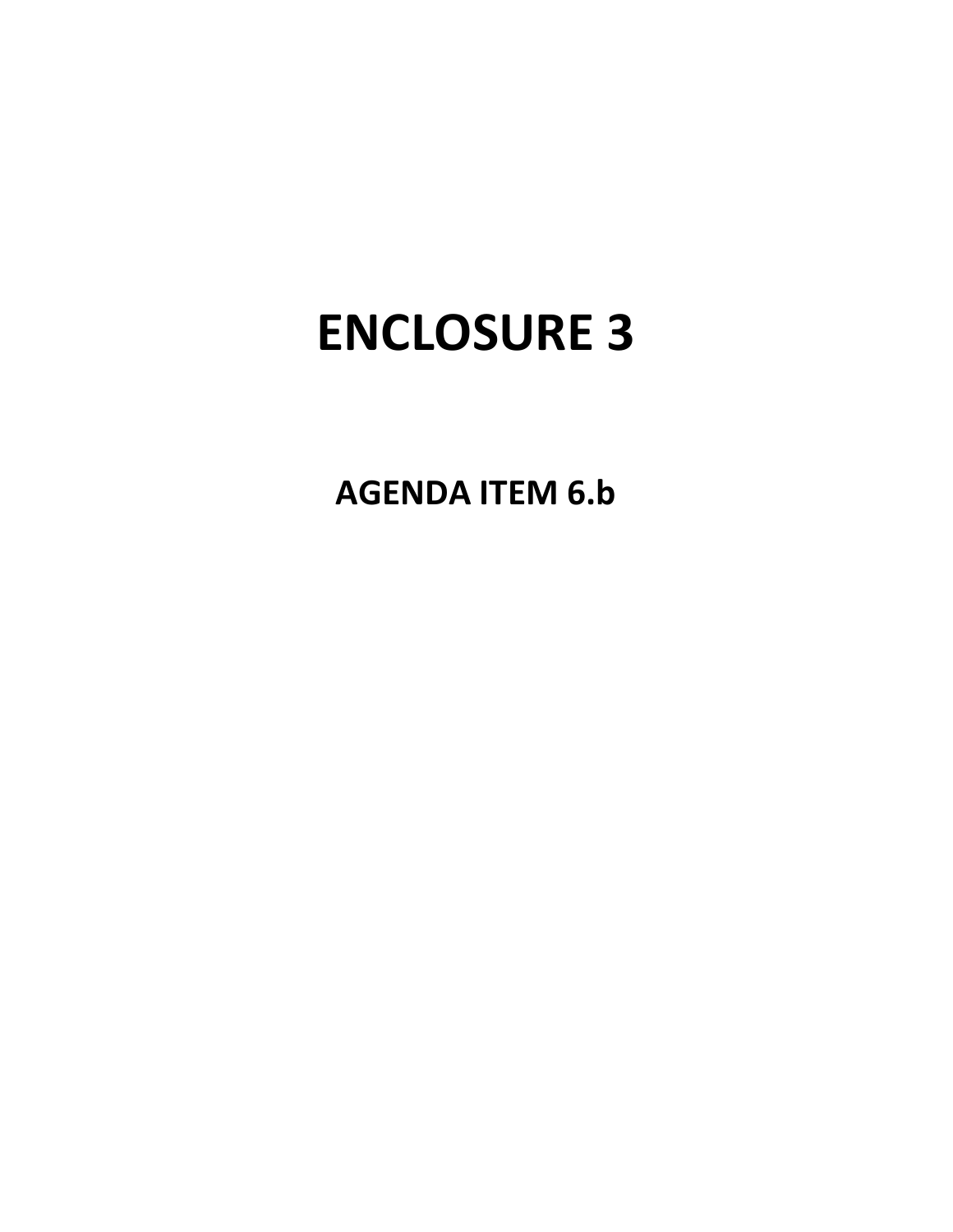# ENCLOSURE 3

## AGENDA ITEM 6.b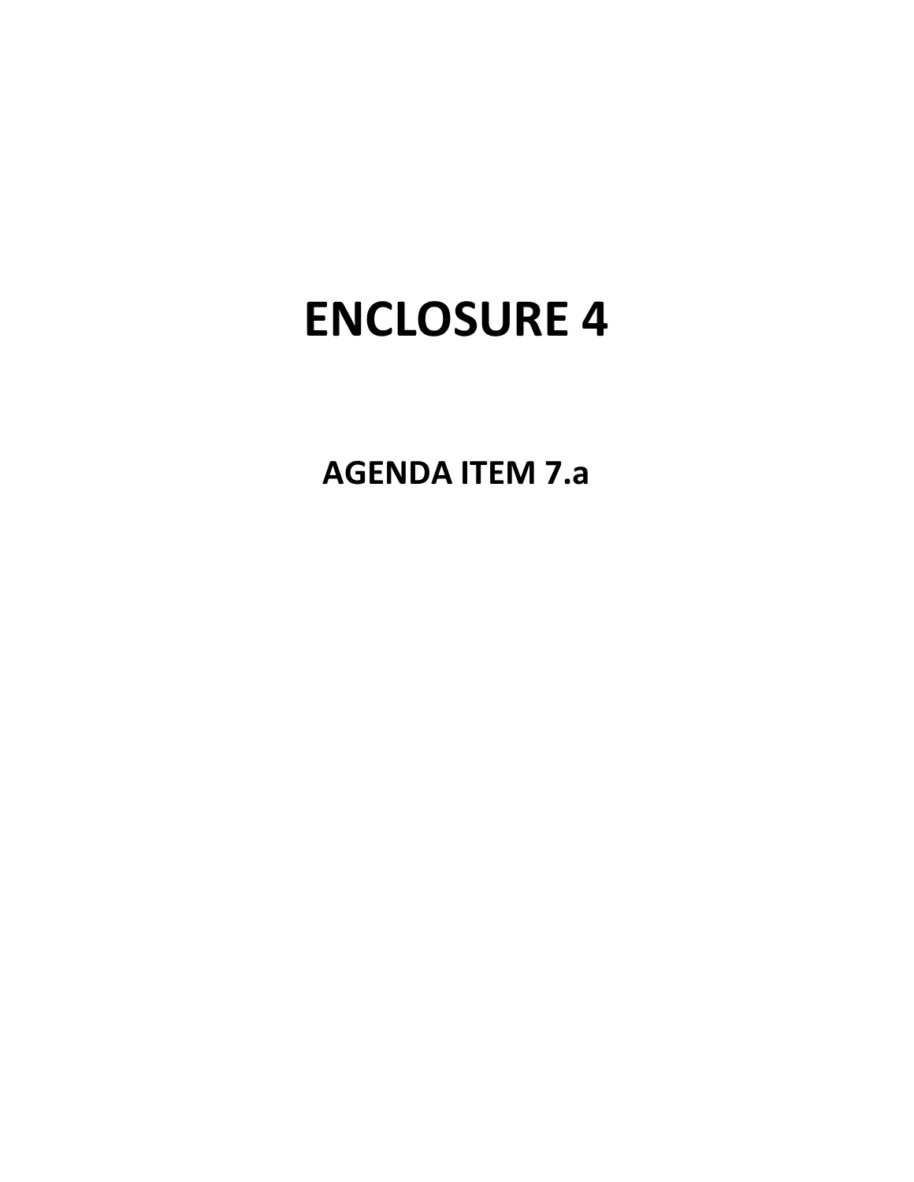# ENCLOSURE 4

## AGENDA ITEM 7.a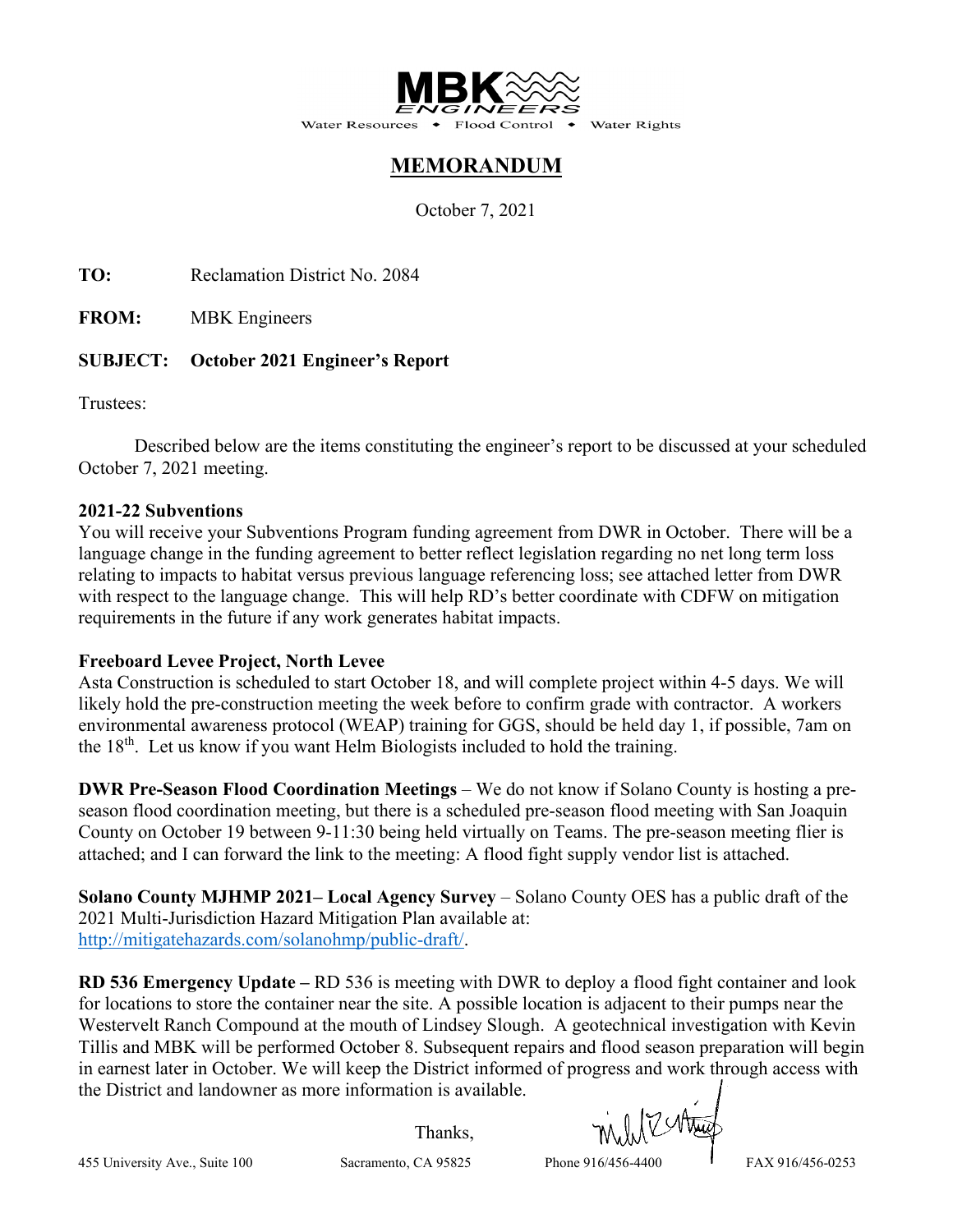**MBK ENGINEERS**

Water Resources • Flood Control • Water Rights

# MEMORANDUM

October 7, 2021

**TO:** Reclamation District No. 2084

**FROM:** MBK Engineers

**SUBJECT: October 2021 Engineer's Report**

Trustees:

Described below are the items constituting the engineer's report to be discussed at your scheduled October 7, 2021 meeting.

**2021-22 Subventions**

You will receive your Subventions Program funding agreement from DWR in October. There will be a language change in the funding agreement to better reflect legislation regarding no net long term loss relating to impacts to habitat versus previous language referencing loss; see attached letter from DWR with respect to the language change. This will help RD's better coordinate with CDFW on mitigation requirements in the future if any work generates habitat impacts.

**Freeboard Levee Project, North Levee**

Asta Construction is scheduled to start October 18, and will complete project within 4-5 days. We will likely hold the pre-construction meeting the week before to confirm grade with contractor. A workers environmental awareness protocol (WEAP) training for GGS, should be held day 1, if possible, 7am on the 18th. Let us know if you want Helm Biologists included to hold the training.

**DWR Pre-Season Flood Coordination Meetings** – We do not know if Solano County is hosting a pre-season flood coordination meeting, but there is a scheduled pre-season flood meeting with San Joaquin County on October 19 between 9-11:30 being held virtually on Teams. The pre-season meeting flier is attached; and I can forward the link to the meeting: A flood fight supply vendor list is attached.

**Solano County MJHMP 2021– Local Agency Survey** – Solano County OES has a public draft of the 2021 Multi-Jurisdiction Hazard Mitigation Plan available at: http://mitigatehazards.com/solanohmp/public-draft/.

**RD 536 Emergency Update –** RD 536 is meeting with DWR to deploy a flood fight container and look for locations to store the container near the site. A possible location is adjacent to their pumps near the Westervelt Ranch Compound at the mouth of Lindsey Slough. A geotechnical investigation with Kevin Tillis and MBK will be performed October 8. Subsequent repairs and flood season preparation will begin in earnest later in October. We will keep the District informed of progress and work through access with the District and landowner as more information is available.

Thanks,

455 University Ave., Suite 100 Sacramento, CA 95825 Phone 916/456-4400 FAX 916/456-0253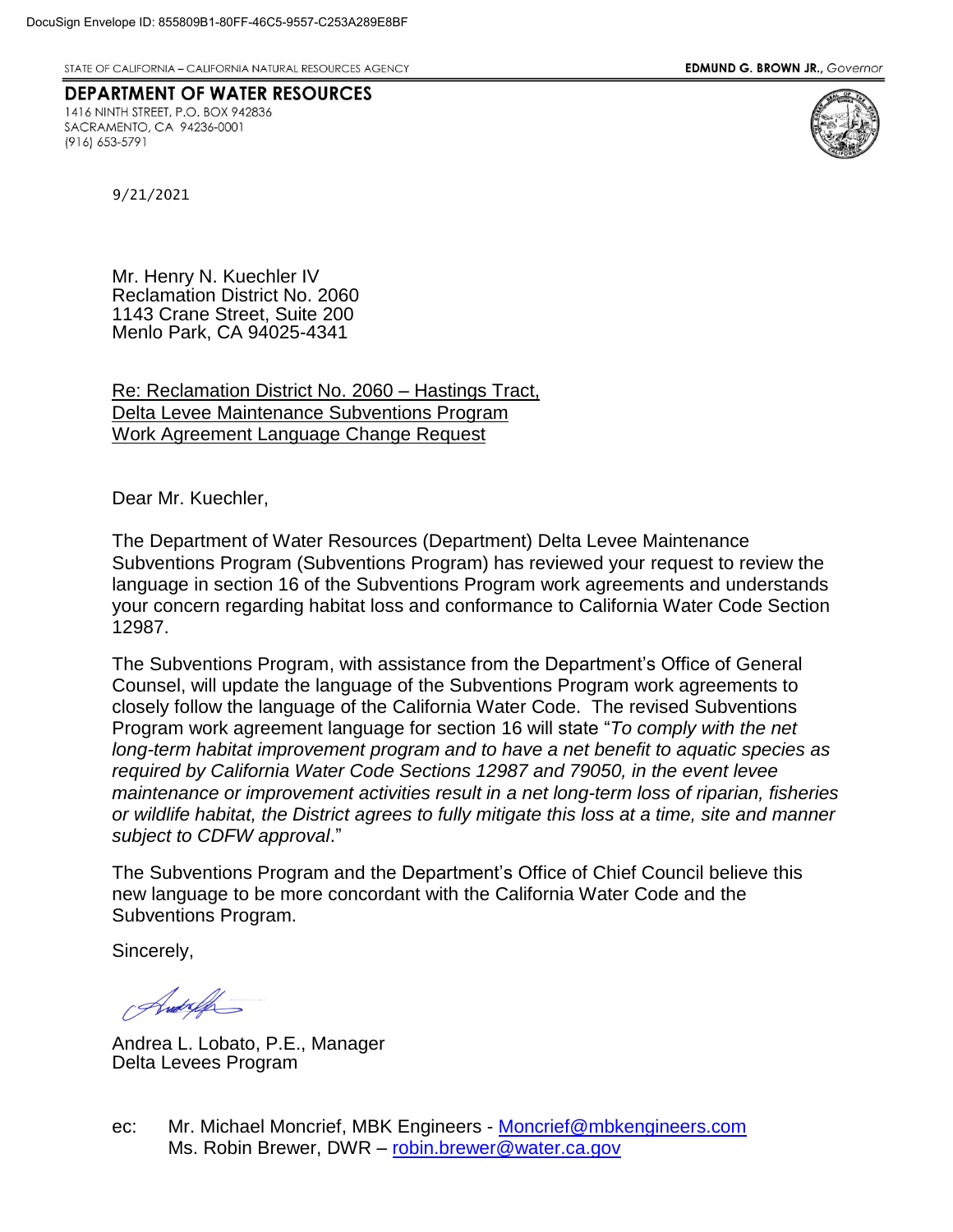DocuSign Envelope ID: 855809B1-80FF-46C5-9557-C253A289E8BF

STATE OF CALIFORNIA – CALIFORNIA NATURAL RESOURCES AGENCY

**EDMUND G. BROWN JR.,** *Governor*

**DEPARTMENT OF WATER RESOURCES**
1416 NINTH STREET, P.O. BOX 942836
SACRAMENTO, CA 94236-0001
(916) 653-5791

9/21/2021

Mr. Henry N. Kuechler IV
Reclamation District No. 2060
1143 Crane Street, Suite 200
Menlo Park, CA 94025-4341

Re: Reclamation District No. 2060 – Hastings Tract,
Delta Levee Maintenance Subventions Program
Work Agreement Language Change Request

Dear Mr. Kuechler,

The Department of Water Resources (Department) Delta Levee Maintenance Subventions Program (Subventions Program) has reviewed your request to review the language in section 16 of the Subventions Program work agreements and understands your concern regarding habitat loss and conformance to California Water Code Section 12987.

The Subventions Program, with assistance from the Department's Office of General Counsel, will update the language of the Subventions Program work agreements to closely follow the language of the California Water Code. The revised Subventions Program work agreement language for section 16 will state "*To comply with the net long-term habitat improvement program and to have a net benefit to aquatic species as required by California Water Code Sections 12987 and 79050, in the event levee maintenance or improvement activities result in a net long-term loss of riparian, fisheries or wildlife habitat, the District agrees to fully mitigate this loss at a time, site and manner subject to CDFW approval*."

The Subventions Program and the Department's Office of Chief Council believe this new language to be more concordant with the California Water Code and the Subventions Program.

Sincerely,

Andrea L. Lobato, P.E., Manager
Delta Levees Program

ec: Mr. Michael Moncrief, MBK Engineers - Moncrief@mbkengineers.com
Ms. Robin Brewer, DWR – robin.brewer@water.ca.gov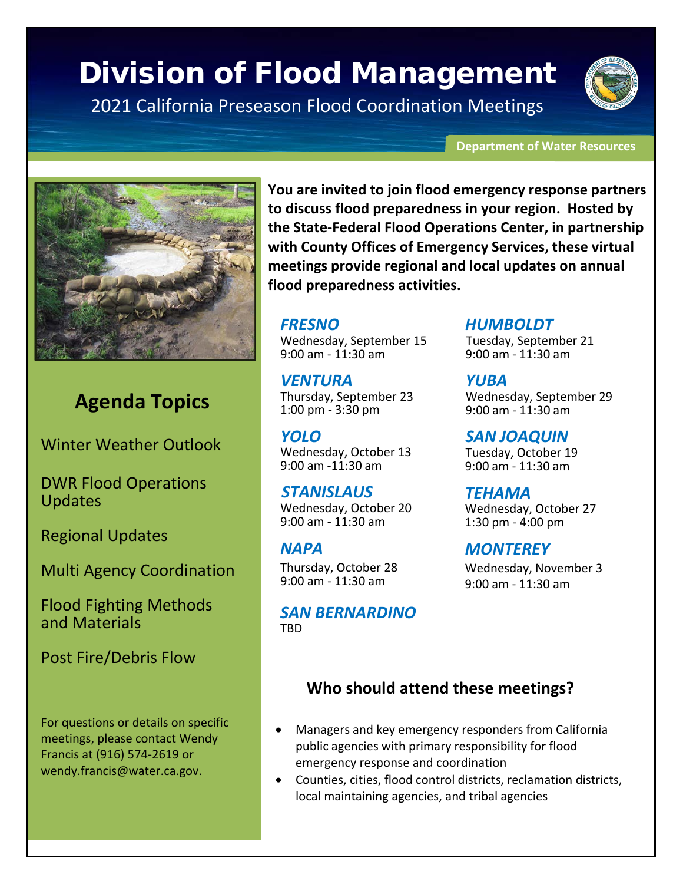# Division of Flood Management

2021 California Preseason Flood Coordination Meetings

Department of Water Resources

**You are invited to join flood emergency response partners to discuss flood preparedness in your region. Hosted by the State-Federal Flood Operations Center, in partnership with County Offices of Emergency Services, these virtual meetings provide regional and local updates on annual flood preparedness activities.**

***FRESNO***
Wednesday, September 15
9:00 am - 11:30 am

***HUMBOLDT***
Tuesday, September 21
9:00 am - 11:30 am

***VENTURA***
Thursday, September 23
1:00 pm - 3:30 pm

***YUBA***
Wednesday, September 29
9:00 am - 11:30 am

***YOLO***
Wednesday, October 13
9:00 am -11:30 am

***SAN JOAQUIN***
Tuesday, October 19
9:00 am - 11:30 am

***STANISLAUS***
Wednesday, October 20
9:00 am - 11:30 am

***TEHAMA***
Wednesday, October 27
1:30 pm - 4:00 pm

***NAPA***
Thursday, October 28
9:00 am - 11:30 am

***MONTEREY***
Wednesday, November 3
9:00 am - 11:30 am

***SAN BERNARDINO***
TBD

## Agenda Topics

Winter Weather Outlook

DWR Flood Operations Updates

Regional Updates

Multi Agency Coordination

Flood Fighting Methods and Materials

Post Fire/Debris Flow

For questions or details on specific meetings, please contact Wendy Francis at (916) 574-2619 or wendy.francis@water.ca.gov.

## Who should attend these meetings?

- Managers and key emergency responders from California public agencies with primary responsibility for flood emergency response and coordination
- Counties, cities, flood control districts, reclamation districts, local maintaining agencies, and tribal agencies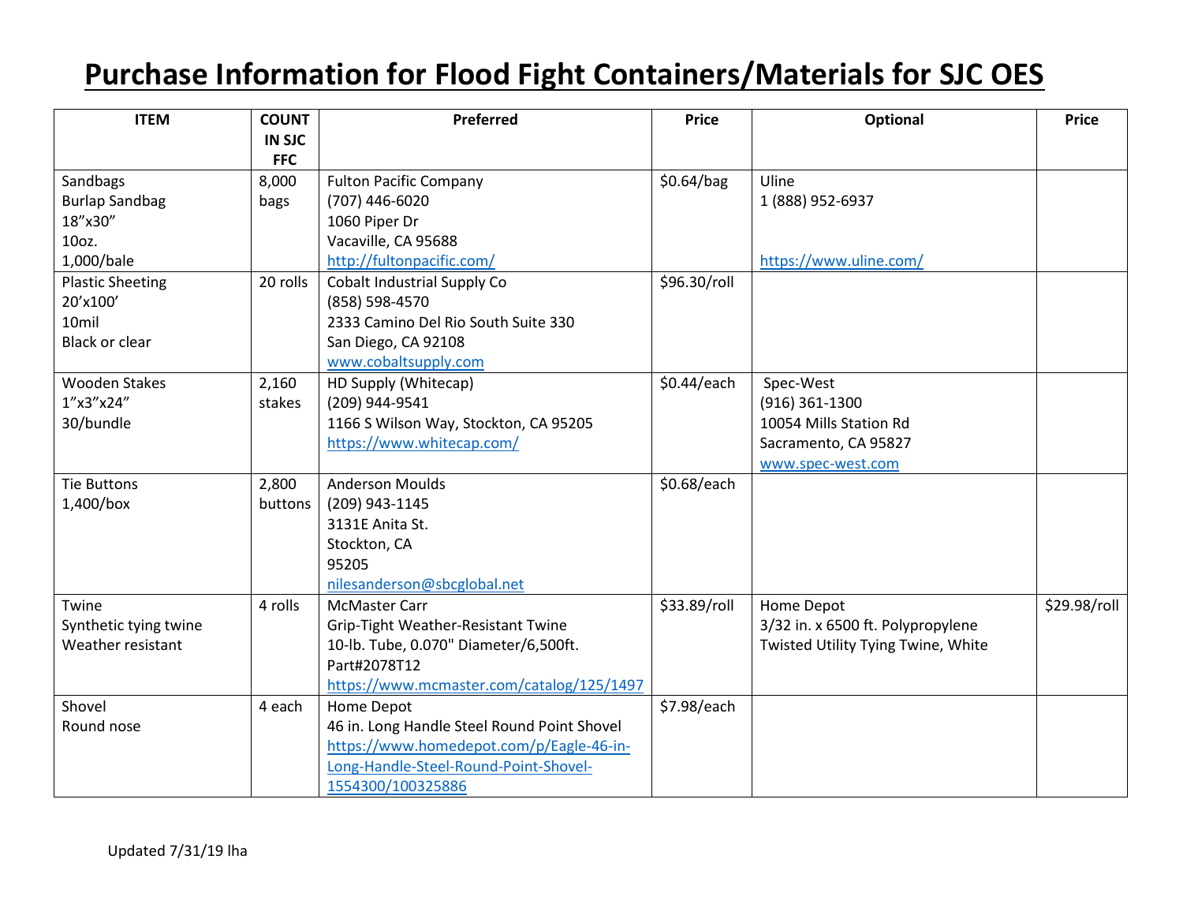# Purchase Information for Flood Fight Containers/Materials for SJC OES

| ITEM | COUNT IN SJC FFC | Preferred | Price | Optional | Price |
|---|---|---|---|---|---|
| Sandbags<br>Burlap Sandbag<br>18"x30"<br>10oz.<br>1,000/bale | 8,000 bags | Fulton Pacific Company<br>(707) 446-6020<br>1060 Piper Dr<br>Vacaville, CA 95688<br>http://fultonpacific.com/ | $0.64/bag | Uline<br>1 (888) 952-6937<br><br>https://www.uline.com/ | |
| Plastic Sheeting<br>20'x100'<br>10mil<br>Black or clear | 20 rolls | Cobalt Industrial Supply Co<br>(858) 598-4570<br>2333 Camino Del Rio South Suite 330<br>San Diego, CA 92108<br>www.cobaltsupply.com | $96.30/roll | | |
| Wooden Stakes<br>1"x3"x24"<br>30/bundle | 2,160 stakes | HD Supply (Whitecap)<br>(209) 944-9541<br>1166 S Wilson Way, Stockton, CA 95205<br>https://www.whitecap.com/ | $0.44/each | Spec-West<br>(916) 361-1300<br>10054 Mills Station Rd<br>Sacramento, CA 95827<br>www.spec-west.com | |
| Tie Buttons<br>1,400/box | 2,800 buttons | Anderson Moulds<br>(209) 943-1145<br>3131E Anita St.<br>Stockton, CA<br>95205<br>nilesanderson@sbcglobal.net | $0.68/each | | |
| Twine<br>Synthetic tying twine<br>Weather resistant | 4 rolls | McMaster Carr<br>Grip-Tight Weather-Resistant Twine<br>10-lb. Tube, 0.070" Diameter/6,500ft.<br>Part#2078T12<br>https://www.mcmaster.com/catalog/125/1497 | $33.89/roll | Home Depot<br>3/32 in. x 6500 ft. Polypropylene Twisted Utility Tying Twine, White | $29.98/roll |
| Shovel<br>Round nose | 4 each | Home Depot<br>46 in. Long Handle Steel Round Point Shovel<br>https://www.homedepot.com/p/Eagle-46-in-Long-Handle-Steel-Round-Point-Shovel-1554300/100325886 | $7.98/each | | |

Updated 7/31/19 lha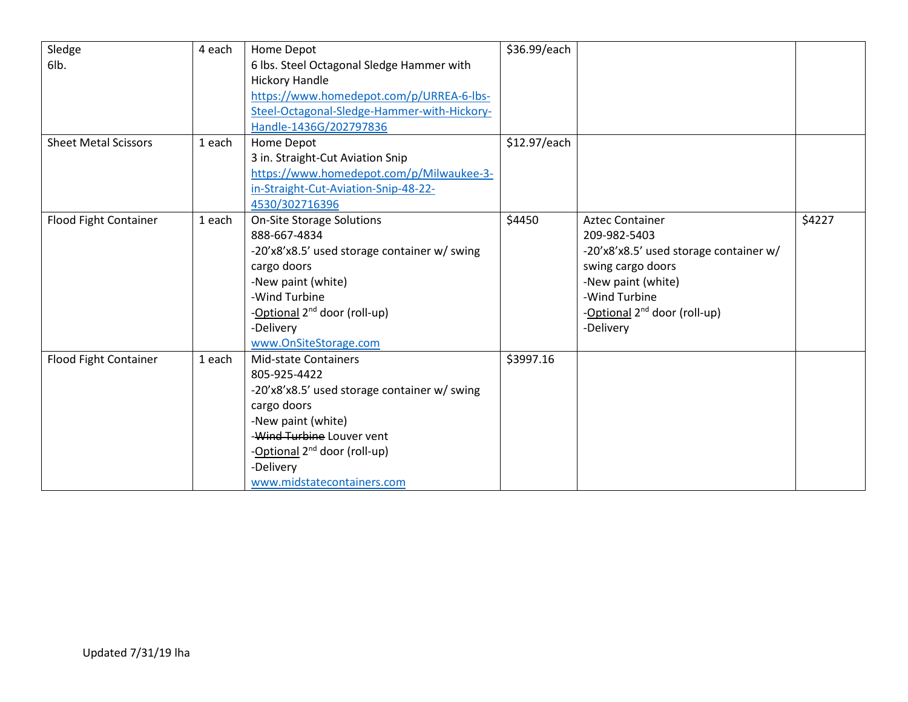| | | | | | |
|---|---|---|---|---|---|
| Sledge<br>6lb. | 4 each | Home Depot<br>6 lbs. Steel Octagonal Sledge Hammer with Hickory Handle<br>https://www.homedepot.com/p/URREA-6-lbs-Steel-Octagonal-Sledge-Hammer-with-Hickory-Handle-1436G/202797836 | $36.99/each | | |
| Sheet Metal Scissors | 1 each | Home Depot<br>3 in. Straight-Cut Aviation Snip<br>https://www.homedepot.com/p/Milwaukee-3-in-Straight-Cut-Aviation-Snip-48-22-4530/302716396 | $12.97/each | | |
| Flood Fight Container | 1 each | On-Site Storage Solutions<br>888-667-4834<br>-20'x8'x8.5' used storage container w/ swing cargo doors<br>-New paint (white)<br>-Wind Turbine<br>-Optional 2nd door (roll-up)<br>-Delivery<br>www.OnSiteStorage.com | $4450 | Aztec Container<br>209-982-5403<br>-20'x8'x8.5' used storage container w/ swing cargo doors<br>-New paint (white)<br>-Wind Turbine<br>-Optional 2nd door (roll-up)<br>-Delivery | $4227 |
| Flood Fight Container | 1 each | Mid-state Containers<br>805-925-4422<br>-20'x8'x8.5' used storage container w/ swing cargo doors<br>-New paint (white)<br>-~~Wind Turbine~~ Louver vent<br>-Optional 2nd door (roll-up)<br>-Delivery<br>www.midstatecontainers.com | $3997.16 | | |

Updated 7/31/19 lha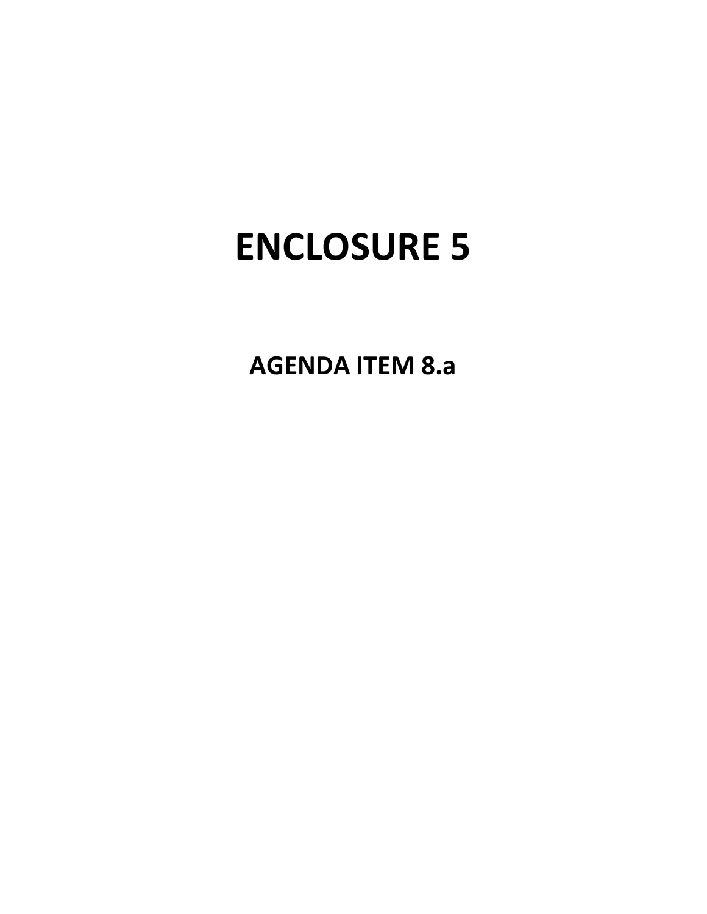# ENCLOSURE 5

## AGENDA ITEM 8.a